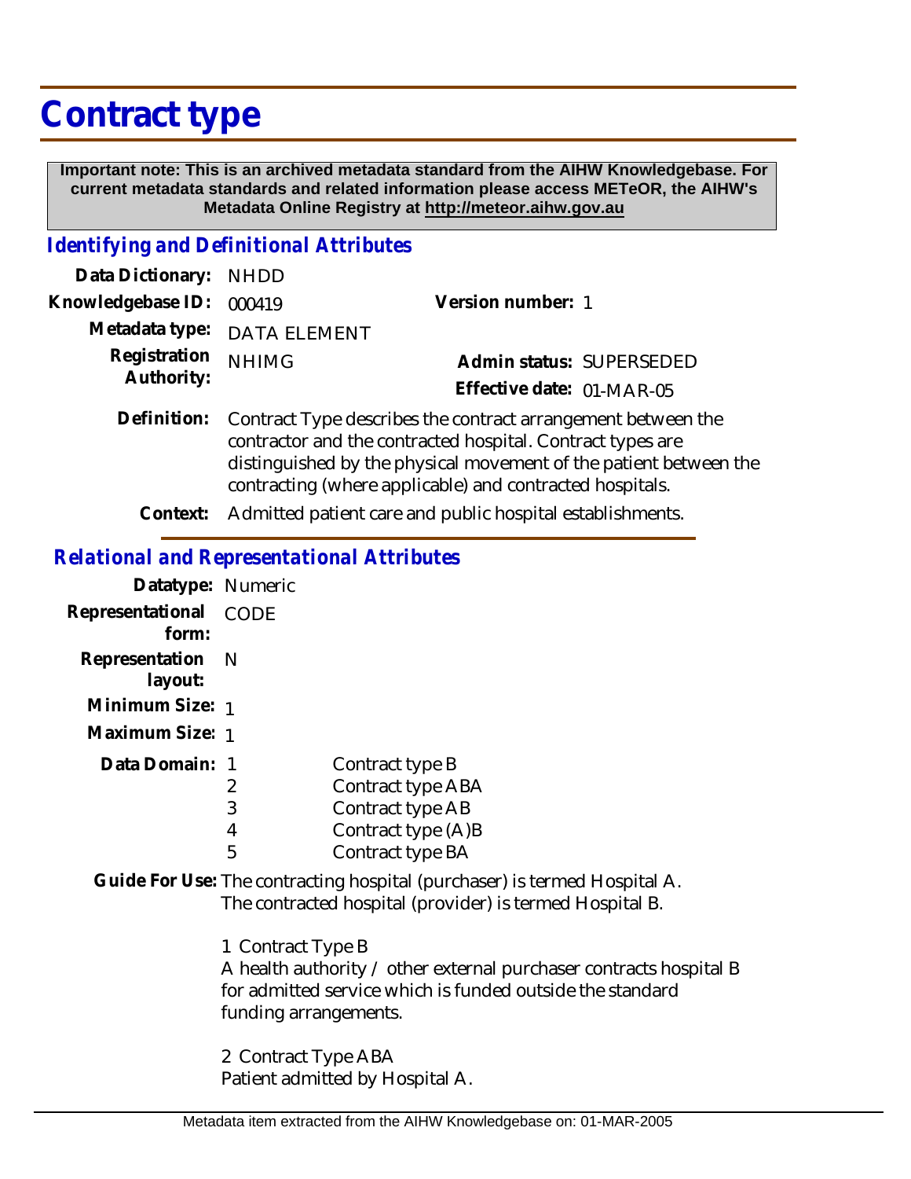# Contract type

**Important note: This is an archived metadata standard from the AIHW Knowledgebase. For current metadata standards and related information please access METeOR, the AIHW's Metadata Online Registry at http://meteor.aihw.gov.au**

## *Identifying and Definitional Attributes*

**Data Dictionary:** NHDD

**Knowledgebase ID:** 000419

**Version number:** 1

**Metadata type:** DATA ELEMENT

**Registration Authority:** NHIMG

**Admin status:** SUPERSEDED

**Effective date:** 01-MAR-05

**Definition:** Contract Type describes the contract arrangement between the contractor and the contracted hospital. Contract types are distinguished by the physical movement of the patient between the contracting (where applicable) and contracted hospitals.

**Context:** Admitted patient care and public hospital establishments.

## *Relational and Representational Attributes*

**Datatype:** Numeric

**Representational form:** CODE

**Representation layout:** N

**Minimum Size:** 1

**Maximum Size:** 1

**Data Domain:**

| Code | Description |
|---|---|
| 1 | Contract type B |
| 2 | Contract type ABA |
| 3 | Contract type AB |
| 4 | Contract type (A)B |
| 5 | Contract type BA |

**Guide For Use:** The contracting hospital (purchaser) is termed Hospital A. The contracted hospital (provider) is termed Hospital B.

1 Contract Type B
A health authority / other external purchaser contracts hospital B for admitted service which is funded outside the standard funding arrangements.

2 Contract Type ABA
Patient admitted by Hospital A.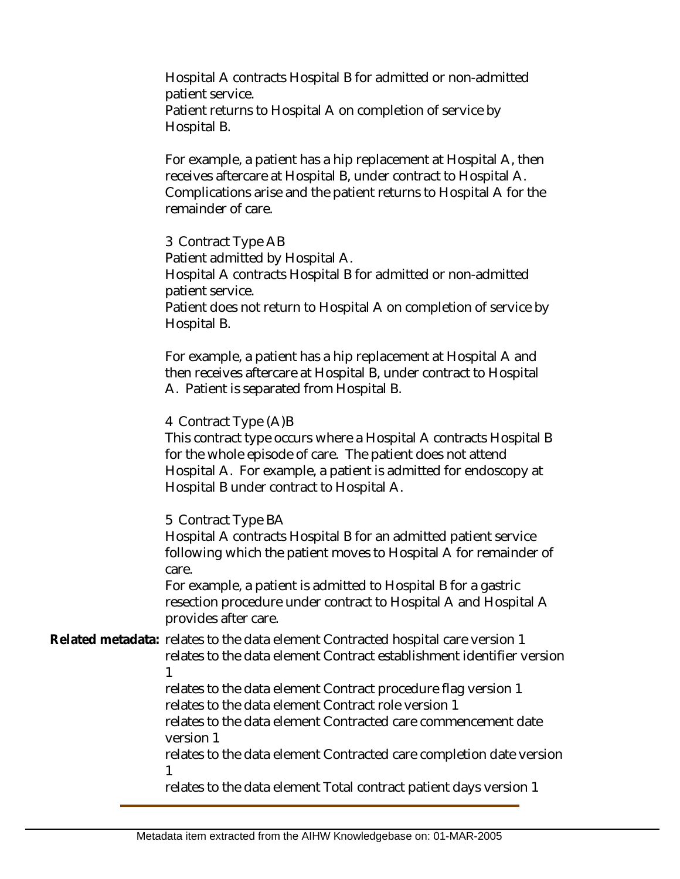Hospital A contracts Hospital B for admitted or non-admitted patient service.
Patient returns to Hospital A on completion of service by Hospital B.

For example, a patient has a hip replacement at Hospital A, then receives aftercare at Hospital B, under contract to Hospital A. Complications arise and the patient returns to Hospital A for the remainder of care.

3 Contract Type AB
Patient admitted by Hospital A.
Hospital A contracts Hospital B for admitted or non-admitted patient service.
Patient does not return to Hospital A on completion of service by Hospital B.

For example, a patient has a hip replacement at Hospital A and then receives aftercare at Hospital B, under contract to Hospital A. Patient is separated from Hospital B.

4 Contract Type (A)B
This contract type occurs where a Hospital A contracts Hospital B for the whole episode of care. The patient does not attend Hospital A. For example, a patient is admitted for endoscopy at Hospital B under contract to Hospital A.

5 Contract Type BA
Hospital A contracts Hospital B for an admitted patient service following which the patient moves to Hospital A for remainder of care.
For example, a patient is admitted to Hospital B for a gastric resection procedure under contract to Hospital A and Hospital A provides after care.

**Related metadata:** relates to the data element Contracted hospital care version 1
relates to the data element Contract establishment identifier version 1
relates to the data element Contract procedure flag version 1
relates to the data element Contract role version 1
relates to the data element Contracted care commencement date version 1
relates to the data element Contracted care completion date version 1
relates to the data element Total contract patient days version 1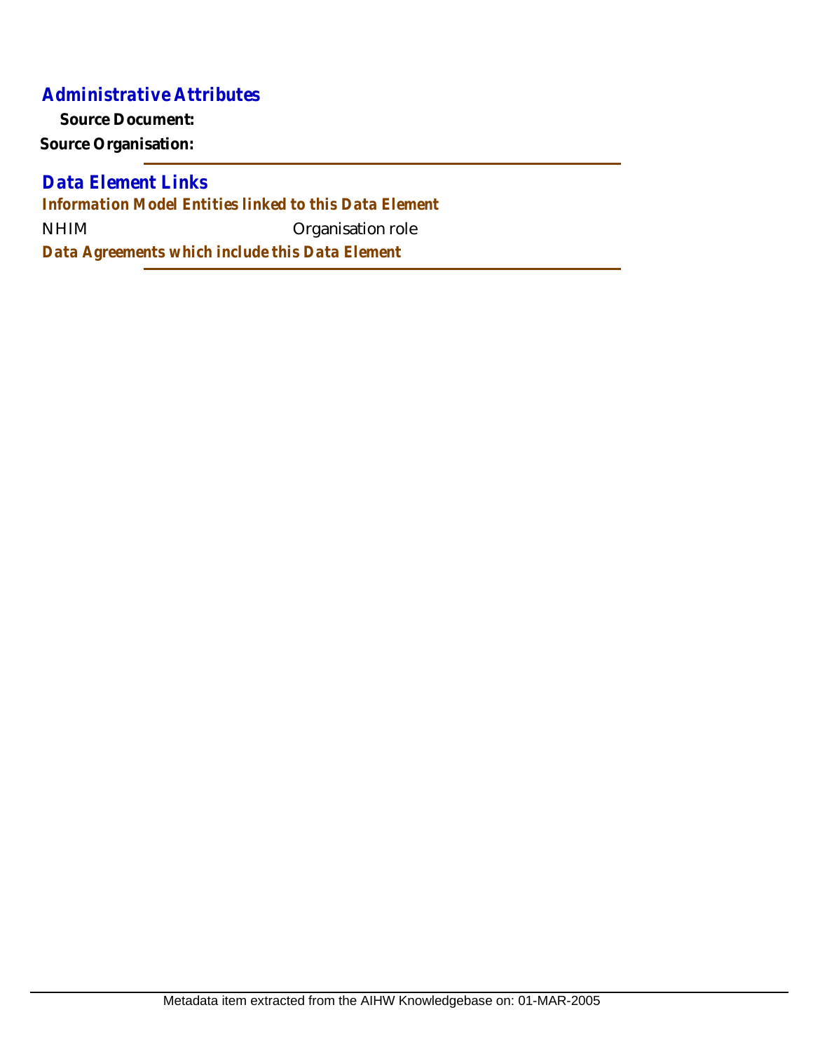## Administrative Attributes

**Source Document:**

**Source Organisation:**

## Data Element Links

### *Information Model Entities linked to this Data Element*

| | |
|---|---|
| NHIM | Organisation role |

### *Data Agreements which include this Data Element*